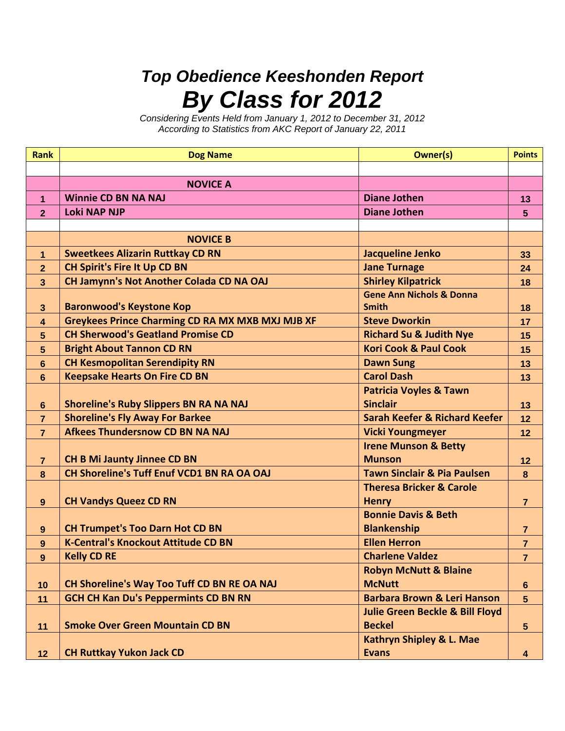## *Top Obedience Keeshonden Report*

# *By Class for 2012*

*Considering Events Held from January 1, 2012 to December 31, 2012*
*According to Statistics from AKC Report of January 22, 2011*

| Rank | Dog Name | Owner(s) | Points |
|---|---|---|---|
| | | | |
| | **NOVICE A** | | |
| 1 | **Winnie CD BN NA NAJ** | **Diane Jothen** | 13 |
| 2 | **Loki NAP NJP** | **Diane Jothen** | 5 |
| | | | |
| | **NOVICE B** | | |
| 1 | **Sweetkees Alizarin Ruttkay CD RN** | **Jacqueline Jenko** | 33 |
| 2 | **CH Spirit's Fire It Up CD BN** | **Jane Turnage** | 24 |
| 3 | **CH Jamynn's Not Another Colada CD NA OAJ** | **Shirley Kilpatrick** | 18 |
| 3 | **Baronwood's Keystone Kop** | **Gene Ann Nichols & Donna Smith** | 18 |
| 4 | **Greykees Prince Charming CD RA MX MXB MXJ MJB XF** | **Steve Dworkin** | 17 |
| 5 | **CH Sherwood's Geatland Promise CD** | **Richard Su & Judith Nye** | 15 |
| 5 | **Bright About Tannon CD RN** | **Kori Cook & Paul Cook** | 15 |
| 6 | **CH Kesmopolitan Serendipity RN** | **Dawn Sung** | 13 |
| 6 | **Keepsake Hearts On Fire CD BN** | **Carol Dash** | 13 |
| 6 | **Shoreline's Ruby Slippers BN RA NA NAJ** | **Patricia Voyles & Tawn Sinclair** | 13 |
| 7 | **Shoreline's Fly Away For Barkee** | **Sarah Keefer & Richard Keefer** | 12 |
| 7 | **Afkees Thundersnow CD BN NA NAJ** | **Vicki Youngmeyer** | 12 |
| 7 | **CH B Mi Jaunty Jinnee CD BN** | **Irene Munson & Betty Munson** | 12 |
| 8 | **CH Shoreline's Tuff Enuf VCD1 BN RA OA OAJ** | **Tawn Sinclair & Pia Paulsen** | 8 |
| 9 | **CH Vandys Queez CD RN** | **Theresa Bricker & Carole Henry** | 7 |
| 9 | **CH Trumpet's Too Darn Hot CD BN** | **Bonnie Davis & Beth Blankenship** | 7 |
| 9 | **K-Central's Knockout Attitude CD BN** | **Ellen Herron** | 7 |
| 9 | **Kelly CD RE** | **Charlene Valdez** | 7 |
| 10 | **CH Shoreline's Way Too Tuff CD BN RE OA NAJ** | **Robyn McNutt & Blaine McNutt** | 6 |
| 11 | **GCH CH Kan Du's Peppermints CD BN RN** | **Barbara Brown & Leri Hanson** | 5 |
| 11 | **Smoke Over Green Mountain CD BN** | **Julie Green Beckle & Bill Floyd Beckel** | 5 |
| 12 | **CH Ruttkay Yukon Jack CD** | **Kathryn Shipley & L. Mae Evans** | 4 |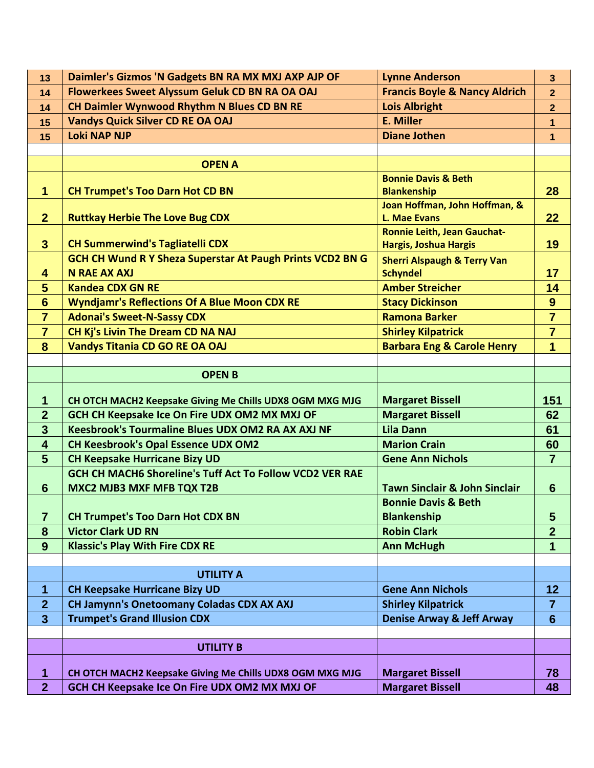| | | | |
|---|---|---|---|
| 13 | Daimler's Gizmos 'N Gadgets BN RA MX MXJ AXP AJP OF | Lynne Anderson | 3 |
| 14 | Flowerkees Sweet Alyssum Geluk CD BN RA OA OAJ | Francis Boyle & Nancy Aldrich | 2 |
| 14 | CH Daimler Wynwood Rhythm N Blues CD BN RE | Lois Albright | 2 |
| 15 | Vandys Quick Silver CD RE OA OAJ | E. Miller | 1 |
| 15 | Loki NAP NJP | Diane Jothen | 1 |
| | | | |
| | **OPEN A** | | |
| 1 | CH Trumpet's Too Darn Hot CD BN | Bonnie Davis & Beth Blankenship | 28 |
| 2 | Ruttkay Herbie The Love Bug CDX | Joan Hoffman, John Hoffman, & L. Mae Evans | 22 |
| 3 | CH Summerwind's Tagliatelli CDX | Ronnie Leith, Jean Gauchat-Hargis, Joshua Hargis | 19 |
| 4 | GCH CH Wund R Y Sheza Superstar At Paugh Prints VCD2 BN GN RAE AX AXJ | Sherri Alspaugh & Terry Van Schyndel | 17 |
| 5 | Kandea CDX GN RE | Amber Streicher | 14 |
| 6 | Wyndjamr's Reflections Of A Blue Moon CDX RE | Stacy Dickinson | 9 |
| 7 | Adonai's Sweet-N-Sassy CDX | Ramona Barker | 7 |
| 7 | CH Kj's Livin The Dream CD NA NAJ | Shirley Kilpatrick | 7 |
| 8 | Vandys Titania CD GO RE OA OAJ | Barbara Eng & Carole Henry | 1 |
| | | | |
| | **OPEN B** | | |
| 1 | CH OTCH MACH2 Keepsake Giving Me Chills UDX8 OGM MXG MJG | Margaret Bissell | 151 |
| 2 | GCH CH Keepsake Ice On Fire UDX OM2 MX MXJ OF | Margaret Bissell | 62 |
| 3 | Keesbrook's Tourmaline Blues UDX OM2 RA AX AXJ NF | Lila Dann | 61 |
| 4 | CH Keesbrook's Opal Essence UDX OM2 | Marion Crain | 60 |
| 5 | CH Keepsake Hurricane Bizy UD | Gene Ann Nichols | 7 |
| 6 | GCH CH MACH6 Shoreline's Tuff Act To Follow VCD2 VER RAE MXC2 MJB3 MXF MFB TQX T2B | Tawn Sinclair & John Sinclair | 6 |
| 7 | CH Trumpet's Too Darn Hot CDX BN | Bonnie Davis & Beth Blankenship | 5 |
| 8 | Victor Clark UD RN | Robin Clark | 2 |
| 9 | Klassic's Play With Fire CDX RE | Ann McHugh | 1 |
| | | | |
| | **UTILITY A** | | |
| 1 | CH Keepsake Hurricane Bizy UD | Gene Ann Nichols | 12 |
| 2 | CH Jamynn's Onetoomany Coladas CDX AX AXJ | Shirley Kilpatrick | 7 |
| 3 | Trumpet's Grand Illusion CDX | Denise Arway & Jeff Arway | 6 |
| | | | |
| | **UTILITY B** | | |
| 1 | CH OTCH MACH2 Keepsake Giving Me Chills UDX8 OGM MXG MJG | Margaret Bissell | 78 |
| 2 | GCH CH Keepsake Ice On Fire UDX OM2 MX MXJ OF | Margaret Bissell | 48 |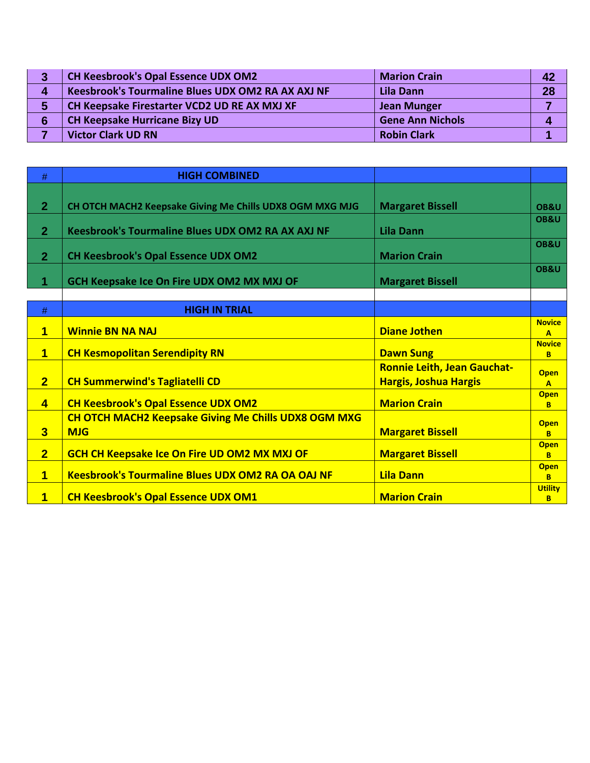| | | | |
|---|---|---|---|
| 3 | CH Keesbrook's Opal Essence UDX OM2 | Marion Crain | 42 |
| 4 | Keesbrook's Tourmaline Blues UDX OM2 RA AX AXJ NF | Lila Dann | 28 |
| 5 | CH Keepsake Firestarter VCD2 UD RE AX MXJ XF | Jean Munger | 7 |
| 6 | CH Keepsake Hurricane Bizy UD | Gene Ann Nichols | 4 |
| 7 | Victor Clark UD RN | Robin Clark | 1 |

| # | HIGH COMBINED | | |
|---|---|---|---|
| 2 | CH OTCH MACH2 Keepsake Giving Me Chills UDX8 OGM MXG MJG | Margaret Bissell | OB&U |
| 2 | Keesbrook's Tourmaline Blues UDX OM2 RA AX AXJ NF | Lila Dann | OB&U |
| 2 | CH Keesbrook's Opal Essence UDX OM2 | Marion Crain | OB&U |
| 1 | GCH Keepsake Ice On Fire UDX OM2 MX MXJ OF | Margaret Bissell | OB&U |

| # | HIGH IN TRIAL | | |
|---|---|---|---|
| 1 | Winnie BN NA NAJ | Diane Jothen | Novice A |
| 1 | CH Kesmopolitan Serendipity RN | Dawn Sung | Novice B |
| 2 | CH Summerwind's Tagliatelli CD | Ronnie Leith, Jean Gauchat-Hargis, Joshua Hargis | Open A |
| 4 | CH Keesbrook's Opal Essence UDX OM2 | Marion Crain | Open B |
| 3 | CH OTCH MACH2 Keepsake Giving Me Chills UDX8 OGM MXG MJG | Margaret Bissell | Open B |
| 2 | GCH CH Keepsake Ice On Fire UD OM2 MX MXJ OF | Margaret Bissell | Open B |
| 1 | Keesbrook's Tourmaline Blues UDX OM2 RA OA OAJ NF | Lila Dann | Open B |
| 1 | CH Keesbrook's Opal Essence UDX OM1 | Marion Crain | Utility B |